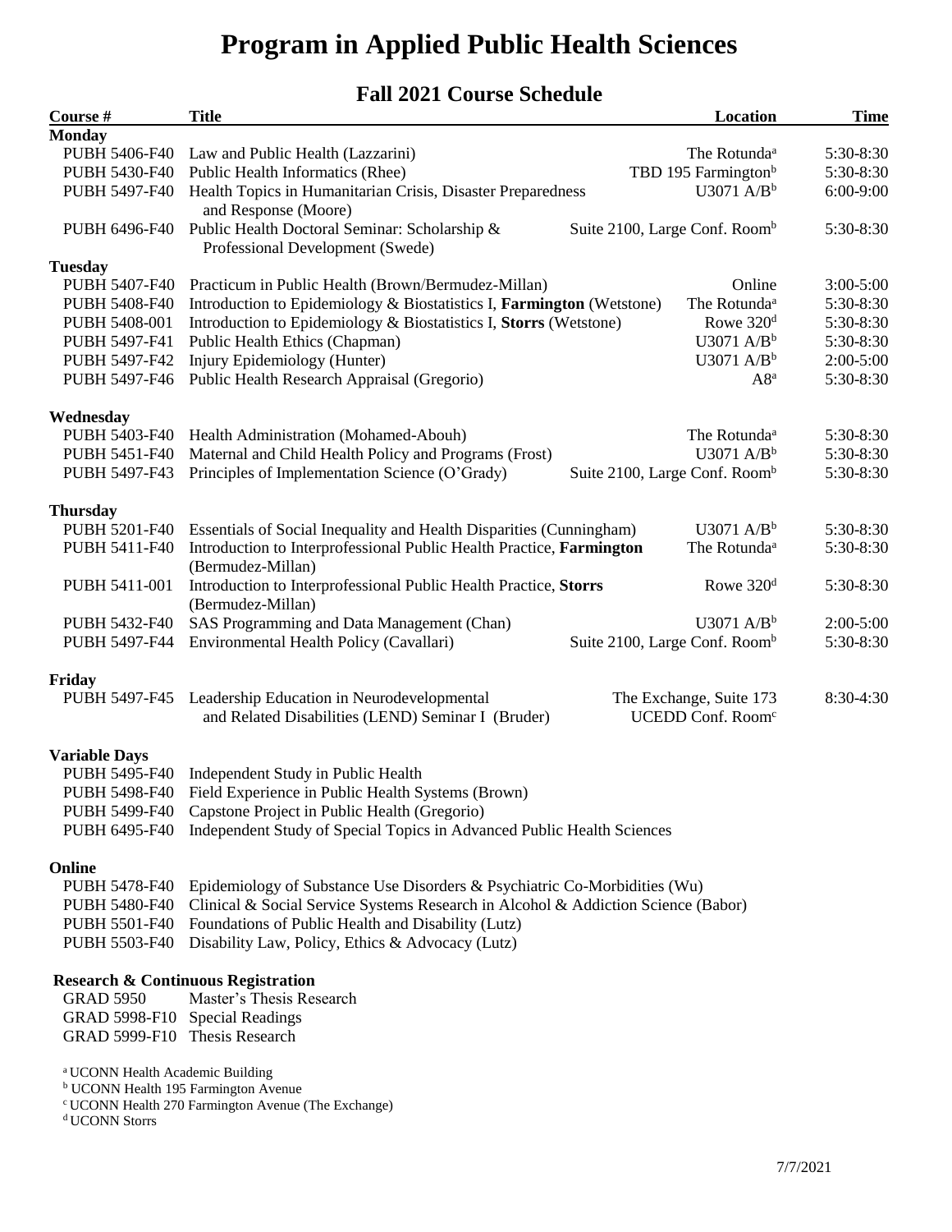# Program in Applied Public Health Sciences

## Fall 2021 Course Schedule

| Course # | Title | Location | Time |
|---|---|---|---|
| **Monday** | | | |
| PUBH 5406-F40 | Law and Public Health (Lazzarini) | The Rotunda[a] | 5:30-8:30 |
| PUBH 5430-F40 | Public Health Informatics (Rhee) | TBD 195 Farmington[b] | 5:30-8:30 |
| PUBH 5497-F40 | Health Topics in Humanitarian Crisis, Disaster Preparedness and Response (Moore) | U3071 A/B[b] | 6:00-9:00 |
| PUBH 6496-F40 | Public Health Doctoral Seminar: Scholarship & Professional Development (Swede) | Suite 2100, Large Conf. Room[b] | 5:30-8:30 |
| **Tuesday** | | | |
| PUBH 5407-F40 | Practicum in Public Health (Brown/Bermudez-Millan) | Online | 3:00-5:00 |
| PUBH 5408-F40 | Introduction to Epidemiology & Biostatistics I, **Farmington** (Wetstone) | The Rotunda[a] | 5:30-8:30 |
| PUBH 5408-001 | Introduction to Epidemiology & Biostatistics I, **Storrs** (Wetstone) | Rowe 320[d] | 5:30-8:30 |
| PUBH 5497-F41 | Public Health Ethics (Chapman) | U3071 A/B[b] | 5:30-8:30 |
| PUBH 5497-F42 | Injury Epidemiology (Hunter) | U3071 A/B[b] | 2:00-5:00 |
| PUBH 5497-F46 | Public Health Research Appraisal (Gregorio) | A8[a] | 5:30-8:30 |
| **Wednesday** | | | |
| PUBH 5403-F40 | Health Administration (Mohamed-Abouh) | The Rotunda[a] | 5:30-8:30 |
| PUBH 5451-F40 | Maternal and Child Health Policy and Programs (Frost) | U3071 A/B[b] | 5:30-8:30 |
| PUBH 5497-F43 | Principles of Implementation Science (O'Grady) | Suite 2100, Large Conf. Room[b] | 5:30-8:30 |
| **Thursday** | | | |
| PUBH 5201-F40 | Essentials of Social Inequality and Health Disparities (Cunningham) | U3071 A/B[b] | 5:30-8:30 |
| PUBH 5411-F40 | Introduction to Interprofessional Public Health Practice, **Farmington** (Bermudez-Millan) | The Rotunda[a] | 5:30-8:30 |
| PUBH 5411-001 | Introduction to Interprofessional Public Health Practice, **Storrs** (Bermudez-Millan) | Rowe 320[d] | 5:30-8:30 |
| PUBH 5432-F40 | SAS Programming and Data Management (Chan) | U3071 A/B[b] | 2:00-5:00 |
| PUBH 5497-F44 | Environmental Health Policy (Cavallari) | Suite 2100, Large Conf. Room[b] | 5:30-8:30 |
| **Friday** | | | |
| PUBH 5497-F45 | Leadership Education in Neurodevelopmental and Related Disabilities (LEND) Seminar I (Bruder) | The Exchange, Suite 173 UCEDD Conf. Room[c] | 8:30-4:30 |
| **Variable Days** | | | |
| PUBH 5495-F40 | Independent Study in Public Health | | |
| PUBH 5498-F40 | Field Experience in Public Health Systems (Brown) | | |
| PUBH 5499-F40 | Capstone Project in Public Health (Gregorio) | | |
| PUBH 6495-F40 | Independent Study of Special Topics in Advanced Public Health Sciences | | |
| **Online** | | | |
| PUBH 5478-F40 | Epidemiology of Substance Use Disorders & Psychiatric Co-Morbidities (Wu) | | |
| PUBH 5480-F40 | Clinical & Social Service Systems Research in Alcohol & Addiction Science (Babor) | | |
| PUBH 5501-F40 | Foundations of Public Health and Disability (Lutz) | | |
| PUBH 5503-F40 | Disability Law, Policy, Ethics & Advocacy (Lutz) | | |
| **Research & Continuous Registration** | | | |
| GRAD 5950 | Master's Thesis Research | | |
| GRAD 5998-F10 | Special Readings | | |
| GRAD 5999-F10 | Thesis Research | | |

[a] UCONN Health Academic Building
[b] UCONN Health 195 Farmington Avenue
[c] UCONN Health 270 Farmington Avenue (The Exchange)
[d] UCONN Storrs

7/7/2021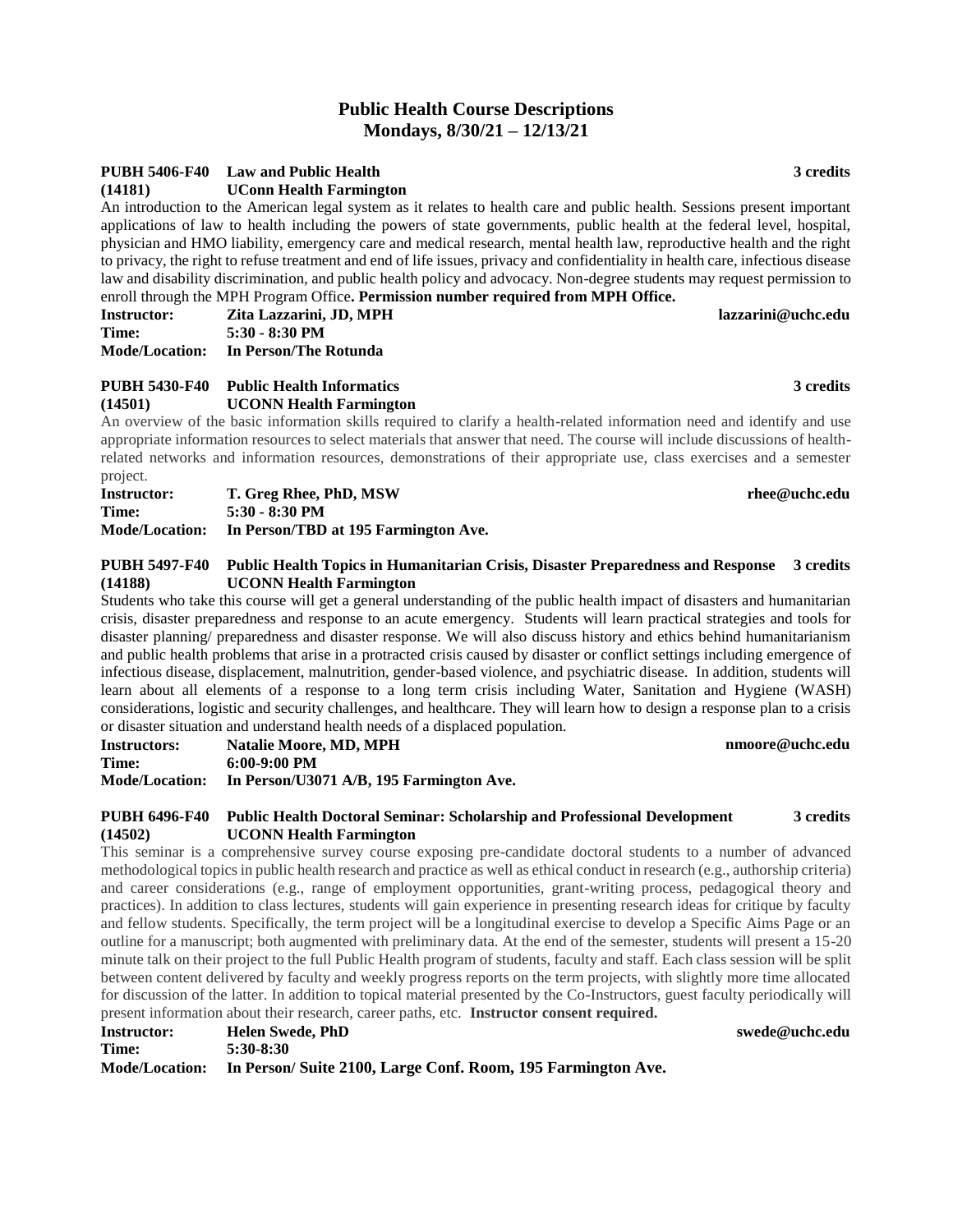# Public Health Course Descriptions
## Mondays, 8/30/21 – 12/13/21

**PUBH 5406-F40 Law and Public Health** **3 credits**
**(14181) UConn Health Farmington**

An introduction to the American legal system as it relates to health care and public health. Sessions present important applications of law to health including the powers of state governments, public health at the federal level, hospital, physician and HMO liability, emergency care and medical research, mental health law, reproductive health and the right to privacy, the right to refuse treatment and end of life issues, privacy and confidentiality in health care, infectious disease law and disability discrimination, and public health policy and advocacy. Non-degree students may request permission to enroll through the MPH Program Office**. Permission number required from MPH Office.**

**Instructor:** **Zita Lazzarini, JD, MPH** **lazzarini@uchc.edu**
**Time:** **5:30 - 8:30 PM**
**Mode/Location:** **In Person/The Rotunda**

**PUBH 5430-F40 Public Health Informatics** **3 credits**
**(14501) UCONN Health Farmington**

An overview of the basic information skills required to clarify a health-related information need and identify and use appropriate information resources to select materials that answer that need. The course will include discussions of health-related networks and information resources, demonstrations of their appropriate use, class exercises and a semester project.

**Instructor:** **T. Greg Rhee, PhD, MSW** **rhee@uchc.edu**
**Time:** **5:30 - 8:30 PM**
**Mode/Location:** **In Person/TBD at 195 Farmington Ave.**

**PUBH 5497-F40 Public Health Topics in Humanitarian Crisis, Disaster Preparedness and Response** **3 credits**
**(14188) UCONN Health Farmington**

Students who take this course will get a general understanding of the public health impact of disasters and humanitarian crisis, disaster preparedness and response to an acute emergency. Students will learn practical strategies and tools for disaster planning/ preparedness and disaster response. We will also discuss history and ethics behind humanitarianism and public health problems that arise in a protracted crisis caused by disaster or conflict settings including emergence of infectious disease, displacement, malnutrition, gender-based violence, and psychiatric disease. In addition, students will learn about all elements of a response to a long term crisis including Water, Sanitation and Hygiene (WASH) considerations, logistic and security challenges, and healthcare. They will learn how to design a response plan to a crisis or disaster situation and understand health needs of a displaced population.

**Instructors:** **Natalie Moore, MD, MPH** **nmoore@uchc.edu**
**Time:** **6:00-9:00 PM**
**Mode/Location:** **In Person/U3071 A/B, 195 Farmington Ave.**

**PUBH 6496-F40 Public Health Doctoral Seminar: Scholarship and Professional Development** **3 credits**
**(14502) UCONN Health Farmington**

This seminar is a comprehensive survey course exposing pre-candidate doctoral students to a number of advanced methodological topics in public health research and practice as well as ethical conduct in research (e.g., authorship criteria) and career considerations (e.g., range of employment opportunities, grant-writing process, pedagogical theory and practices). In addition to class lectures, students will gain experience in presenting research ideas for critique by faculty and fellow students. Specifically, the term project will be a longitudinal exercise to develop a Specific Aims Page or an outline for a manuscript; both augmented with preliminary data. At the end of the semester, students will present a 15-20 minute talk on their project to the full Public Health program of students, faculty and staff. Each class session will be split between content delivered by faculty and weekly progress reports on the term projects, with slightly more time allocated for discussion of the latter. In addition to topical material presented by the Co-Instructors, guest faculty periodically will present information about their research, career paths, etc. **Instructor consent required.**

**Instructor:** **Helen Swede, PhD** **swede@uchc.edu**
**Time:** **5:30-8:30**
**Mode/Location:** **In Person/ Suite 2100, Large Conf. Room, 195 Farmington Ave.**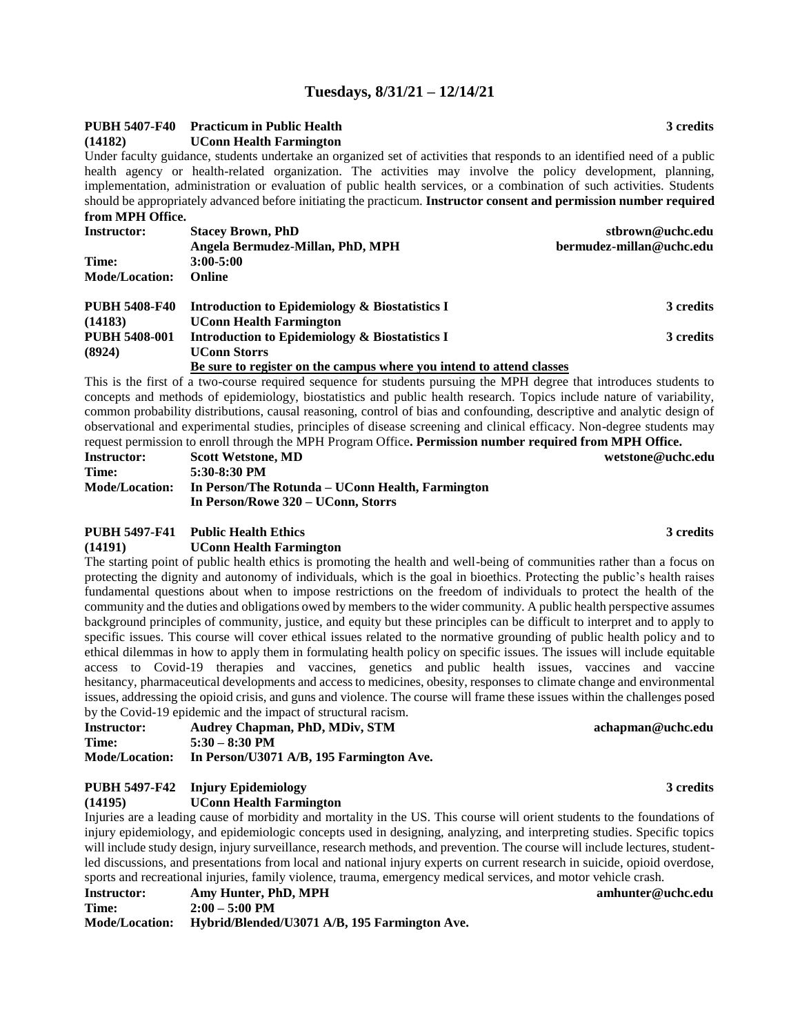## Tuesdays, 8/31/21 – 12/14/21

**PUBH 5407-F40 Practicum in Public Health** **3 credits**
**(14182) UConn Health Farmington**

Under faculty guidance, students undertake an organized set of activities that responds to an identified need of a public health agency or health-related organization. The activities may involve the policy development, planning, implementation, administration or evaluation of public health services, or a combination of such activities. Students should be appropriately advanced before initiating the practicum. **Instructor consent and permission number required from MPH Office.**

**Instructor:** **Stacey Brown, PhD** **stbrown@uchc.edu**
**Angela Bermudez-Millan, PhD, MPH** **bermudez-millan@uchc.edu**
**Time:** **3:00-5:00**
**Mode/Location:** **Online**

**PUBH 5408-F40 Introduction to Epidemiology & Biostatistics I** **3 credits**
**(14183) UConn Health Farmington**
**PUBH 5408-001 Introduction to Epidemiology & Biostatistics I** **3 credits**
**(8924) UConn Storrs**
**Be sure to register on the campus where you intend to attend classes**

This is the first of a two-course required sequence for students pursuing the MPH degree that introduces students to concepts and methods of epidemiology, biostatistics and public health research. Topics include nature of variability, common probability distributions, causal reasoning, control of bias and confounding, descriptive and analytic design of observational and experimental studies, principles of disease screening and clinical efficacy. Non-degree students may request permission to enroll through the MPH Program Office**. Permission number required from MPH Office.**

**Instructor:** **Scott Wetstone, MD** **wetstone@uchc.edu**
**Time:** **5:30-8:30 PM**
**Mode/Location:** **In Person/The Rotunda – UConn Health, Farmington**
**In Person/Rowe 320 – UConn, Storrs**

**PUBH 5497-F41 Public Health Ethics** **3 credits**
**(14191) UConn Health Farmington**

The starting point of public health ethics is promoting the health and well-being of communities rather than a focus on protecting the dignity and autonomy of individuals, which is the goal in bioethics. Protecting the public's health raises fundamental questions about when to impose restrictions on the freedom of individuals to protect the health of the community and the duties and obligations owed by members to the wider community. A public health perspective assumes background principles of community, justice, and equity but these principles can be difficult to interpret and to apply to specific issues. This course will cover ethical issues related to the normative grounding of public health policy and to ethical dilemmas in how to apply them in formulating health policy on specific issues. The issues will include equitable access to Covid-19 therapies and vaccines, genetics and public health issues, vaccines and vaccine hesitancy, pharmaceutical developments and access to medicines, obesity, responses to climate change and environmental issues, addressing the opioid crisis, and guns and violence. The course will frame these issues within the challenges posed by the Covid-19 epidemic and the impact of structural racism.

**Instructor:** **Audrey Chapman, PhD, MDiv, STM** **achapman@uchc.edu**
**Time:** **5:30 – 8:30 PM**
**Mode/Location:** **In Person/U3071 A/B, 195 Farmington Ave.**

**PUBH 5497-F42 Injury Epidemiology** **3 credits**
**(14195) UConn Health Farmington**

Injuries are a leading cause of morbidity and mortality in the US. This course will orient students to the foundations of injury epidemiology, and epidemiologic concepts used in designing, analyzing, and interpreting studies. Specific topics will include study design, injury surveillance, research methods, and prevention. The course will include lectures, student-led discussions, and presentations from local and national injury experts on current research in suicide, opioid overdose, sports and recreational injuries, family violence, trauma, emergency medical services, and motor vehicle crash.

**Instructor:** **Amy Hunter, PhD, MPH** **amhunter@uchc.edu**
**Time:** **2:00 – 5:00 PM**
**Mode/Location:** **Hybrid/Blended/U3071 A/B, 195 Farmington Ave.**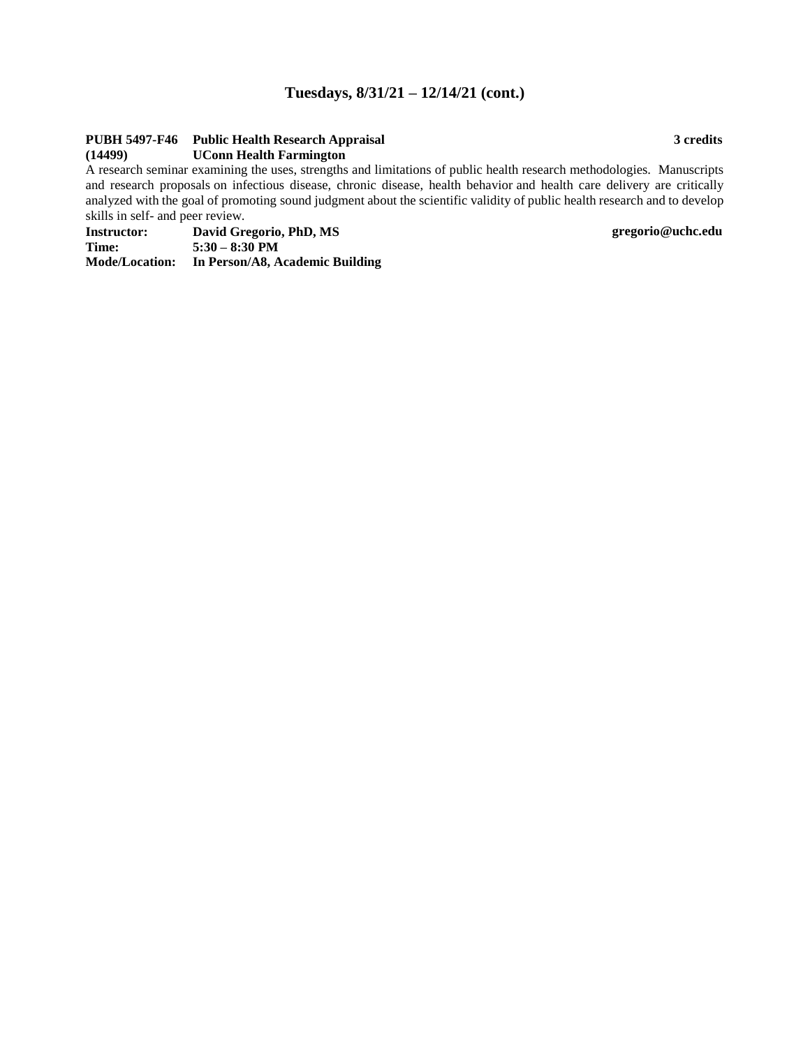## Tuesdays, 8/31/21 – 12/14/21 (cont.)

**PUBH 5497-F46 (14499)** **Public Health Research Appraisal** **UConn Health Farmington** **3 credits**

A research seminar examining the uses, strengths and limitations of public health research methodologies. Manuscripts and research proposals on infectious disease, chronic disease, health behavior and health care delivery are critically analyzed with the goal of promoting sound judgment about the scientific validity of public health research and to develop skills in self- and peer review.

**Instructor:** **David Gregorio, PhD, MS** **gregorio@uchc.edu**
**Time:** **5:30 – 8:30 PM**
**Mode/Location:** **In Person/A8, Academic Building**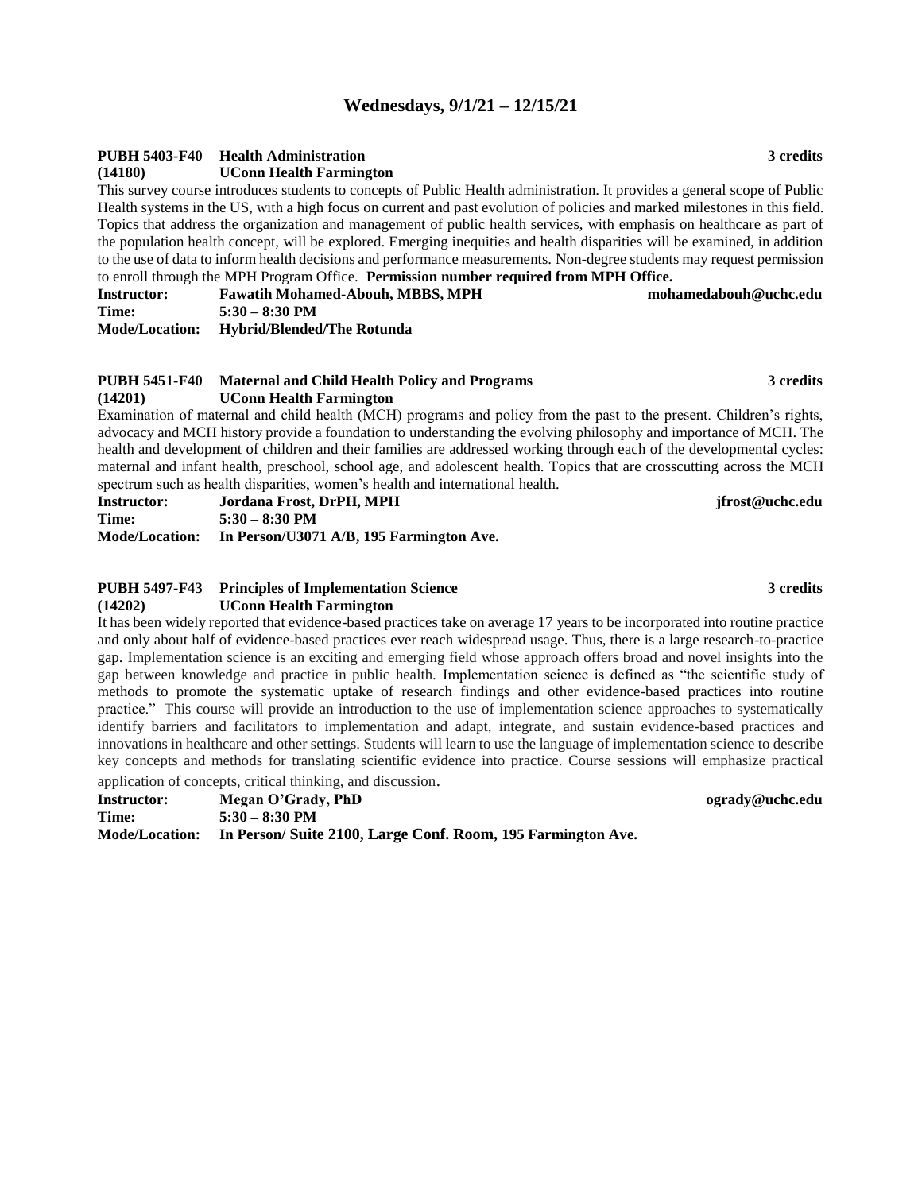## Wednesdays, 9/1/21 – 12/15/21

**PUBH 5403-F40 Health Administration** **3 credits**
**(14180) UConn Health Farmington**

This survey course introduces students to concepts of Public Health administration. It provides a general scope of Public Health systems in the US, with a high focus on current and past evolution of policies and marked milestones in this field. Topics that address the organization and management of public health services, with emphasis on healthcare as part of the population health concept, will be explored. Emerging inequities and health disparities will be examined, in addition to the use of data to inform health decisions and performance measurements. Non-degree students may request permission to enroll through the MPH Program Office. **Permission number required from MPH Office.**

**Instructor:** **Fawatih Mohamed-Abouh, MBBS, MPH** **mohamedabouh@uchc.edu**
**Time:** **5:30 – 8:30 PM**
**Mode/Location:** **Hybrid/Blended/The Rotunda**

**PUBH 5451-F40 Maternal and Child Health Policy and Programs** **3 credits**
**(14201) UConn Health Farmington**

Examination of maternal and child health (MCH) programs and policy from the past to the present. Children's rights, advocacy and MCH history provide a foundation to understanding the evolving philosophy and importance of MCH. The health and development of children and their families are addressed working through each of the developmental cycles: maternal and infant health, preschool, school age, and adolescent health. Topics that are crosscutting across the MCH spectrum such as health disparities, women's health and international health.

**Instructor:** **Jordana Frost, DrPH, MPH** **jfrost@uchc.edu**
**Time:** **5:30 – 8:30 PM**
**Mode/Location:** **In Person/U3071 A/B, 195 Farmington Ave.**

**PUBH 5497-F43 Principles of Implementation Science** **3 credits**
**(14202) UConn Health Farmington**

It has been widely reported that evidence-based practices take on average 17 years to be incorporated into routine practice and only about half of evidence-based practices ever reach widespread usage. Thus, there is a large research-to-practice gap. Implementation science is an exciting and emerging field whose approach offers broad and novel insights into the gap between knowledge and practice in public health. Implementation science is defined as "the scientific study of methods to promote the systematic uptake of research findings and other evidence-based practices into routine practice." This course will provide an introduction to the use of implementation science approaches to systematically identify barriers and facilitators to implementation and adapt, integrate, and sustain evidence-based practices and innovations in healthcare and other settings. Students will learn to use the language of implementation science to describe key concepts and methods for translating scientific evidence into practice. Course sessions will emphasize practical application of concepts, critical thinking, and discussion.

**Instructor:** **Megan O'Grady, PhD** **ogrady@uchc.edu**
**Time:** **5:30 – 8:30 PM**
**Mode/Location:** **In Person/ Suite 2100, Large Conf. Room, 195 Farmington Ave.**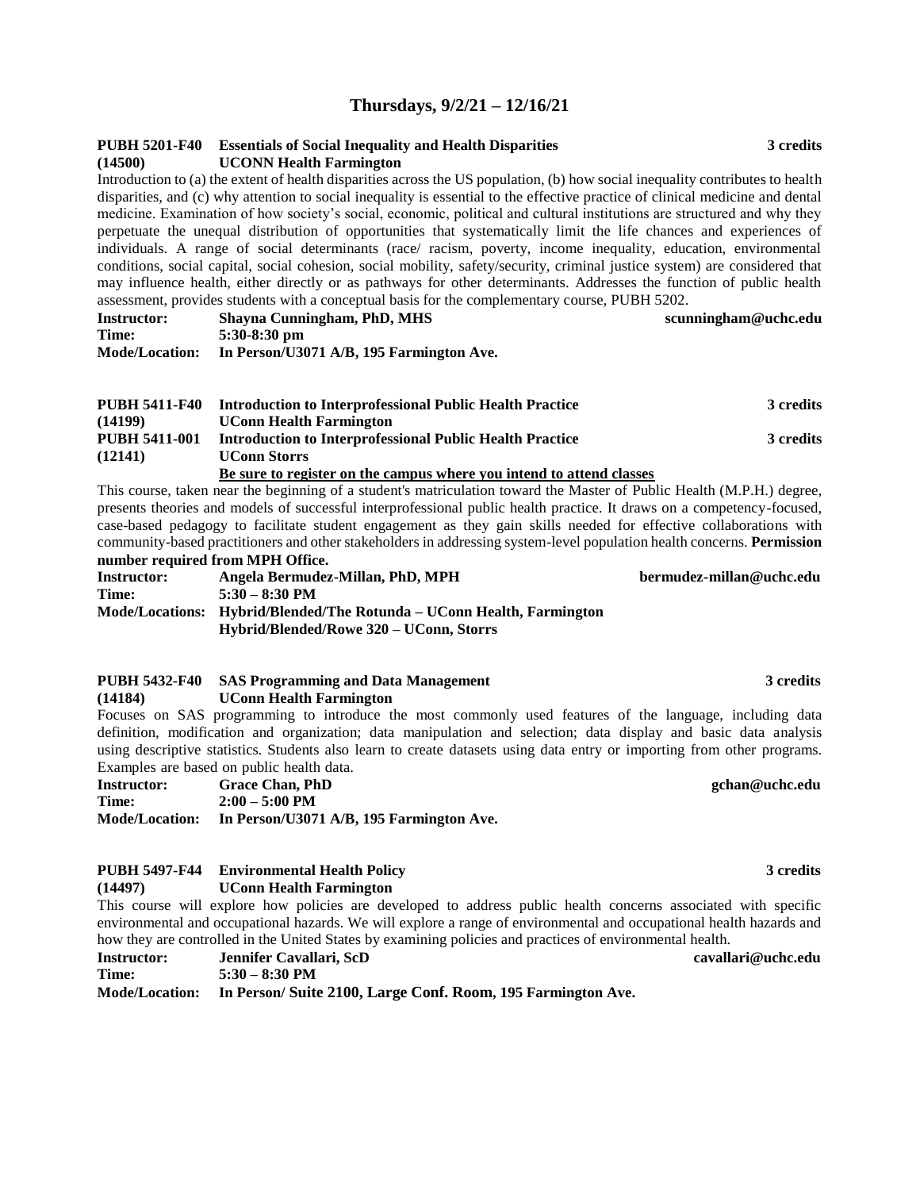## Thursdays, 9/2/21 – 12/16/21

**PUBH 5201-F40 (14500)** **Essentials of Social Inequality and Health Disparities** **3 credits**
**UCONN Health Farmington**

Introduction to (a) the extent of health disparities across the US population, (b) how social inequality contributes to health disparities, and (c) why attention to social inequality is essential to the effective practice of clinical medicine and dental medicine. Examination of how society's social, economic, political and cultural institutions are structured and why they perpetuate the unequal distribution of opportunities that systematically limit the life chances and experiences of individuals. A range of social determinants (race/ racism, poverty, income inequality, education, environmental conditions, social capital, social cohesion, social mobility, safety/security, criminal justice system) are considered that may influence health, either directly or as pathways for other determinants. Addresses the function of public health assessment, provides students with a conceptual basis for the complementary course, PUBH 5202.

**Instructor:** **Shayna Cunningham, PhD, MHS** **scunningham@uchc.edu**
**Time:** **5:30-8:30 pm**
**Mode/Location:** **In Person/U3071 A/B, 195 Farmington Ave.**

**PUBH 5411-F40 (14199)** **Introduction to Interprofessional Public Health Practice** **3 credits**
**UConn Health Farmington**
**PUBH 5411-001 (12141)** **Introduction to Interprofessional Public Health Practice** **3 credits**
**UConn Storrs**
**Be sure to register on the campus where you intend to attend classes**

This course, taken near the beginning of a student's matriculation toward the Master of Public Health (M.P.H.) degree, presents theories and models of successful interprofessional public health practice. It draws on a competency-focused, case-based pedagogy to facilitate student engagement as they gain skills needed for effective collaborations with community-based practitioners and other stakeholders in addressing system-level population health concerns. **Permission number required from MPH Office.**

**Instructor:** **Angela Bermudez-Millan, PhD, MPH** **bermudez-millan@uchc.edu**
**Time:** **5:30 – 8:30 PM**
**Mode/Locations:** **Hybrid/Blended/The Rotunda – UConn Health, Farmington**
**Hybrid/Blended/Rowe 320 – UConn, Storrs**

**PUBH 5432-F40 (14184)** **SAS Programming and Data Management** **3 credits**
**UConn Health Farmington**

Focuses on SAS programming to introduce the most commonly used features of the language, including data definition, modification and organization; data manipulation and selection; data display and basic data analysis using descriptive statistics. Students also learn to create datasets using data entry or importing from other programs. Examples are based on public health data.

**Instructor:** **Grace Chan, PhD** **gchan@uchc.edu**
**Time:** **2:00 – 5:00 PM**
**Mode/Location:** **In Person/U3071 A/B, 195 Farmington Ave.**

**PUBH 5497-F44 (14497)** **Environmental Health Policy** **3 credits**
**UConn Health Farmington**

This course will explore how policies are developed to address public health concerns associated with specific environmental and occupational hazards. We will explore a range of environmental and occupational health hazards and how they are controlled in the United States by examining policies and practices of environmental health.

**Instructor:** **Jennifer Cavallari, ScD** **cavallari@uchc.edu**
**Time:** **5:30 – 8:30 PM**
**Mode/Location:** **In Person/ Suite 2100, Large Conf. Room, 195 Farmington Ave.**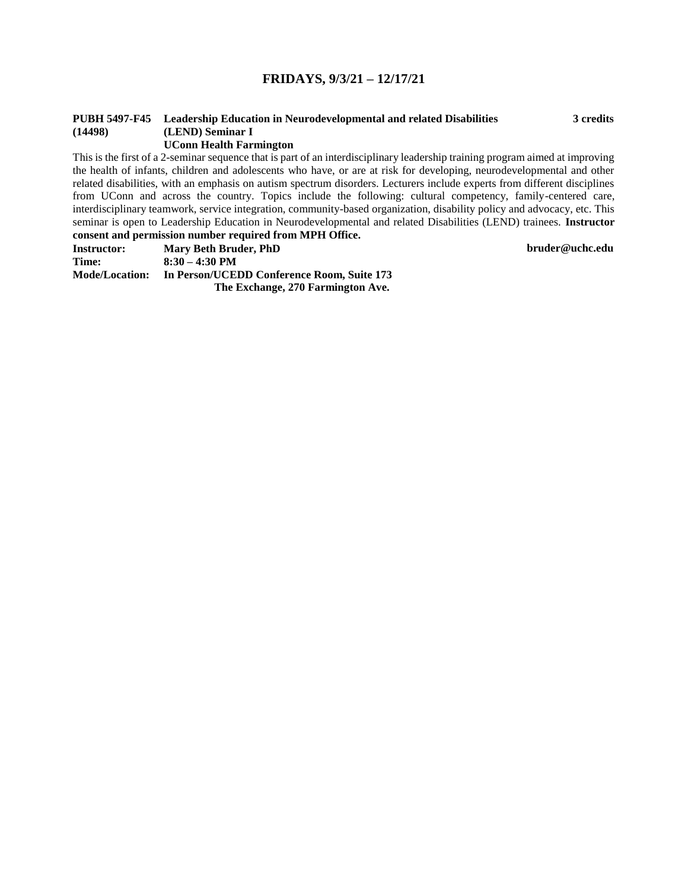## FRIDAYS, 9/3/21 – 12/17/21

**PUBH 5497-F45 (14498)** **Leadership Education in Neurodevelopmental and related Disabilities (LEND) Seminar I** **3 credits**
**UConn Health Farmington**

This is the first of a 2-seminar sequence that is part of an interdisciplinary leadership training program aimed at improving the health of infants, children and adolescents who have, or are at risk for developing, neurodevelopmental and other related disabilities, with an emphasis on autism spectrum disorders. Lecturers include experts from different disciplines from UConn and across the country. Topics include the following: cultural competency, family-centered care, interdisciplinary teamwork, service integration, community-based organization, disability policy and advocacy, etc. This seminar is open to Leadership Education in Neurodevelopmental and related Disabilities (LEND) trainees. **Instructor consent and permission number required from MPH Office.**

**Instructor:** **Mary Beth Bruder, PhD** **bruder@uchc.edu**
**Time:** **8:30 – 4:30 PM**
**Mode/Location:** **In Person/UCEDD Conference Room, Suite 173**
**The Exchange, 270 Farmington Ave.**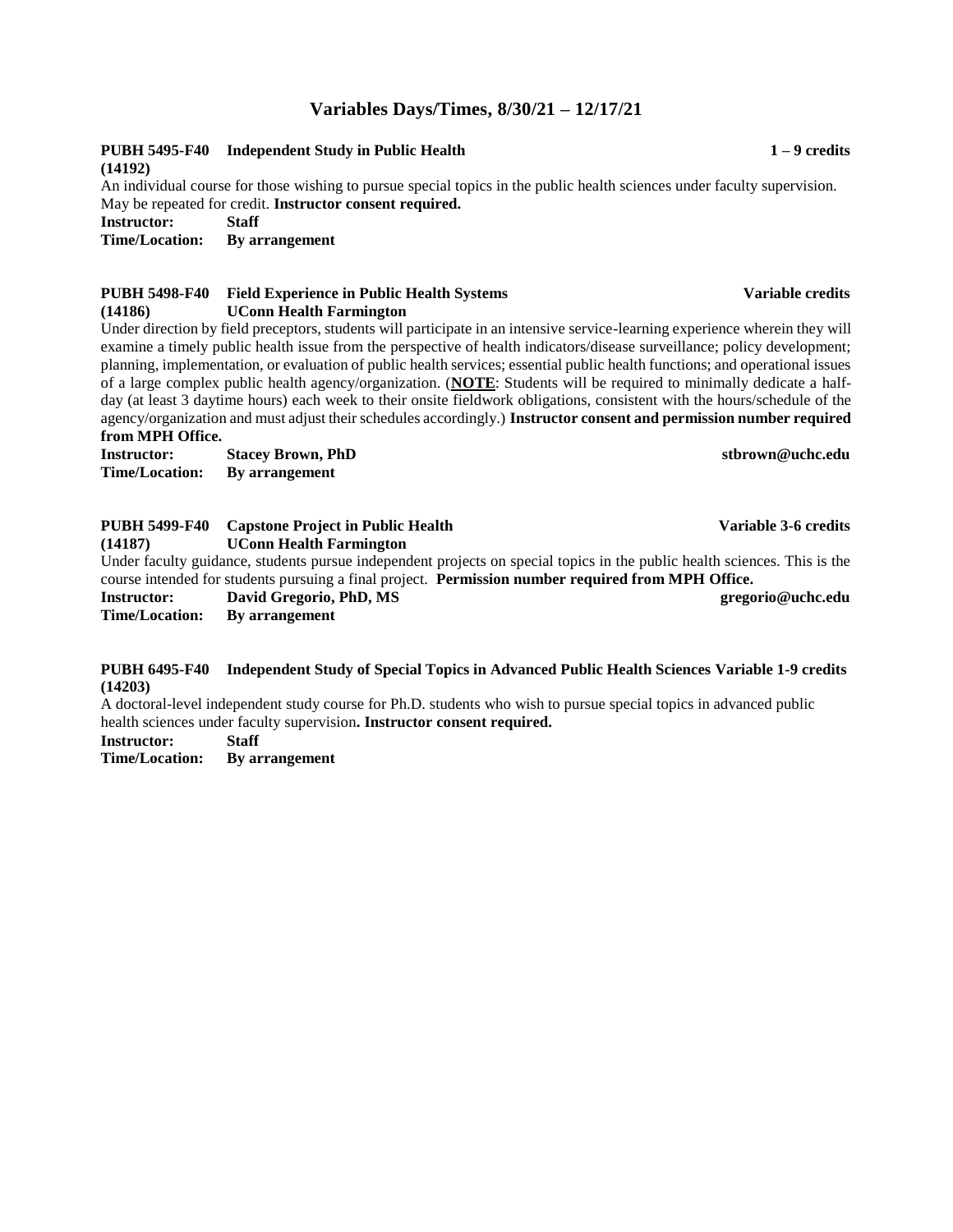## Variables Days/Times, 8/30/21 – 12/17/21

**PUBH 5495-F40 Independent Study in Public Health** **1 – 9 credits**
**(14192)**

An individual course for those wishing to pursue special topics in the public health sciences under faculty supervision. May be repeated for credit. **Instructor consent required.**

**Instructor:** **Staff**
**Time/Location:** **By arrangement**

**PUBH 5498-F40 Field Experience in Public Health Systems** **Variable credits**
**(14186) UConn Health Farmington**

Under direction by field preceptors, students will participate in an intensive service-learning experience wherein they will examine a timely public health issue from the perspective of health indicators/disease surveillance; policy development; planning, implementation, or evaluation of public health services; essential public health functions; and operational issues of a large complex public health agency/organization. (**NOTE**: Students will be required to minimally dedicate a half-day (at least 3 daytime hours) each week to their onsite fieldwork obligations, consistent with the hours/schedule of the agency/organization and must adjust their schedules accordingly.) **Instructor consent and permission number required from MPH Office.**

**Instructor:** **Stacey Brown, PhD** **stbrown@uchc.edu**
**Time/Location:** **By arrangement**

**PUBH 5499-F40 Capstone Project in Public Health** **Variable 3-6 credits**
**(14187) UConn Health Farmington**

Under faculty guidance, students pursue independent projects on special topics in the public health sciences. This is the course intended for students pursuing a final project. **Permission number required from MPH Office.**

**Instructor:** **David Gregorio, PhD, MS** **gregorio@uchc.edu**
**Time/Location:** **By arrangement**

**PUBH 6495-F40 Independent Study of Special Topics in Advanced Public Health Sciences Variable 1-9 credits**
**(14203)**

A doctoral-level independent study course for Ph.D. students who wish to pursue special topics in advanced public health sciences under faculty supervision**. Instructor consent required.**

**Instructor:** **Staff**
**Time/Location:** **By arrangement**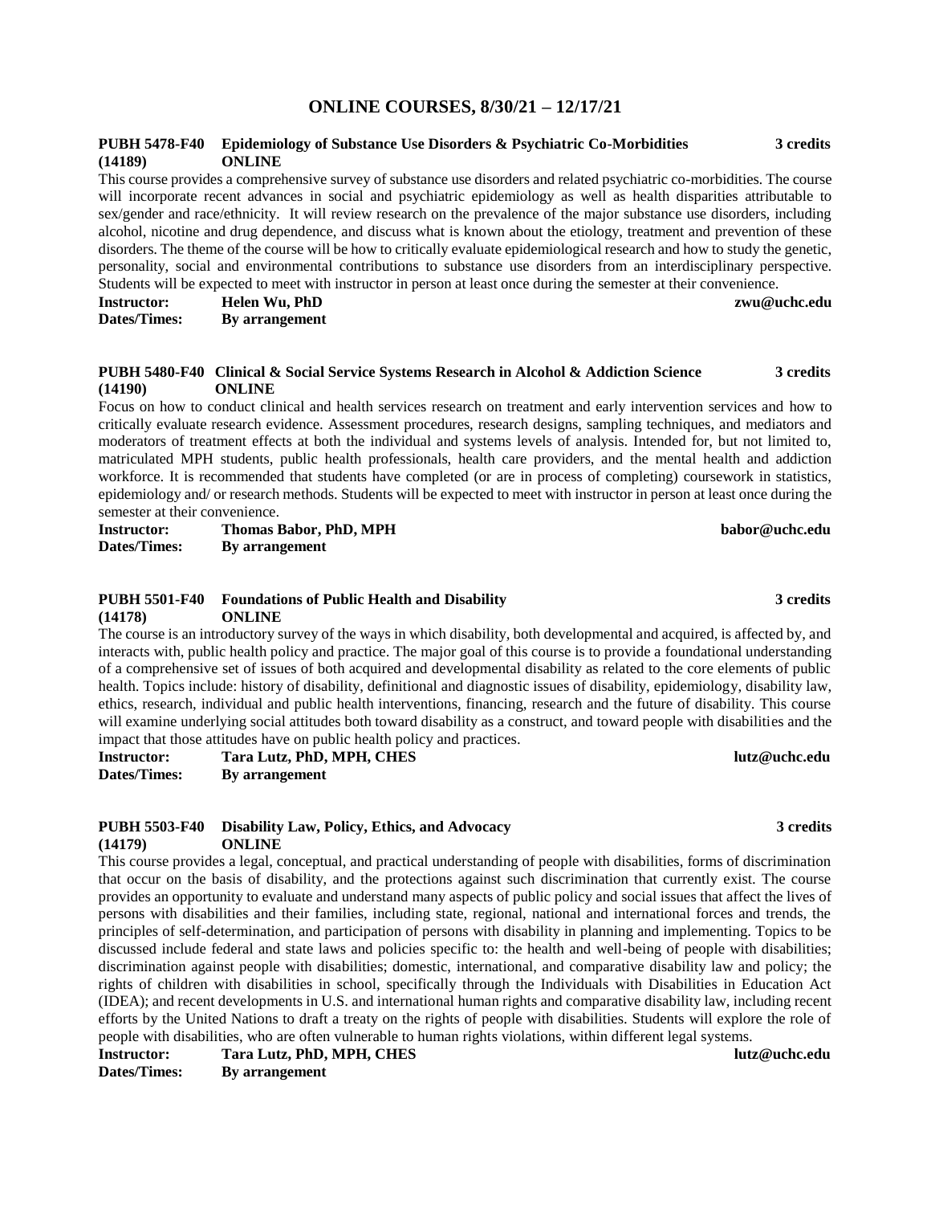## ONLINE COURSES, 8/30/21 – 12/17/21

### PUBH 5478-F40 (14189) Epidemiology of Substance Use Disorders & Psychiatric Co-Morbidities — ONLINE — 3 credits

This course provides a comprehensive survey of substance use disorders and related psychiatric co-morbidities. The course will incorporate recent advances in social and psychiatric epidemiology as well as health disparities attributable to sex/gender and race/ethnicity. It will review research on the prevalence of the major substance use disorders, including alcohol, nicotine and drug dependence, and discuss what is known about the etiology, treatment and prevention of these disorders. The theme of the course will be how to critically evaluate epidemiological research and how to study the genetic, personality, social and environmental contributions to substance use disorders from an interdisciplinary perspective. Students will be expected to meet with instructor in person at least once during the semester at their convenience.

**Instructor:** **Helen Wu, PhD** **zwu@uchc.edu**
**Dates/Times:** **By arrangement**

### PUBH 5480-F40 (14190) Clinical & Social Service Systems Research in Alcohol & Addiction Science — ONLINE — 3 credits

Focus on how to conduct clinical and health services research on treatment and early intervention services and how to critically evaluate research evidence. Assessment procedures, research designs, sampling techniques, and mediators and moderators of treatment effects at both the individual and systems levels of analysis. Intended for, but not limited to, matriculated MPH students, public health professionals, health care providers, and the mental health and addiction workforce. It is recommended that students have completed (or are in process of completing) coursework in statistics, epidemiology and/ or research methods. Students will be expected to meet with instructor in person at least once during the semester at their convenience.

**Instructor:** **Thomas Babor, PhD, MPH** **babor@uchc.edu**
**Dates/Times:** **By arrangement**

### PUBH 5501-F40 (14178) Foundations of Public Health and Disability — ONLINE — 3 credits

The course is an introductory survey of the ways in which disability, both developmental and acquired, is affected by, and interacts with, public health policy and practice. The major goal of this course is to provide a foundational understanding of a comprehensive set of issues of both acquired and developmental disability as related to the core elements of public health. Topics include: history of disability, definitional and diagnostic issues of disability, epidemiology, disability law, ethics, research, individual and public health interventions, financing, research and the future of disability. This course will examine underlying social attitudes both toward disability as a construct, and toward people with disabilities and the impact that those attitudes have on public health policy and practices.

**Instructor:** **Tara Lutz, PhD, MPH, CHES** **lutz@uchc.edu**
**Dates/Times:** **By arrangement**

### PUBH 5503-F40 (14179) Disability Law, Policy, Ethics, and Advocacy — ONLINE — 3 credits

This course provides a legal, conceptual, and practical understanding of people with disabilities, forms of discrimination that occur on the basis of disability, and the protections against such discrimination that currently exist. The course provides an opportunity to evaluate and understand many aspects of public policy and social issues that affect the lives of persons with disabilities and their families, including state, regional, national and international forces and trends, the principles of self-determination, and participation of persons with disability in planning and implementing. Topics to be discussed include federal and state laws and policies specific to: the health and well-being of people with disabilities; discrimination against people with disabilities; domestic, international, and comparative disability law and policy; the rights of children with disabilities in school, specifically through the Individuals with Disabilities in Education Act (IDEA); and recent developments in U.S. and international human rights and comparative disability law, including recent efforts by the United Nations to draft a treaty on the rights of people with disabilities. Students will explore the role of people with disabilities, who are often vulnerable to human rights violations, within different legal systems.

**Instructor:** **Tara Lutz, PhD, MPH, CHES** **lutz@uchc.edu**
**Dates/Times:** **By arrangement**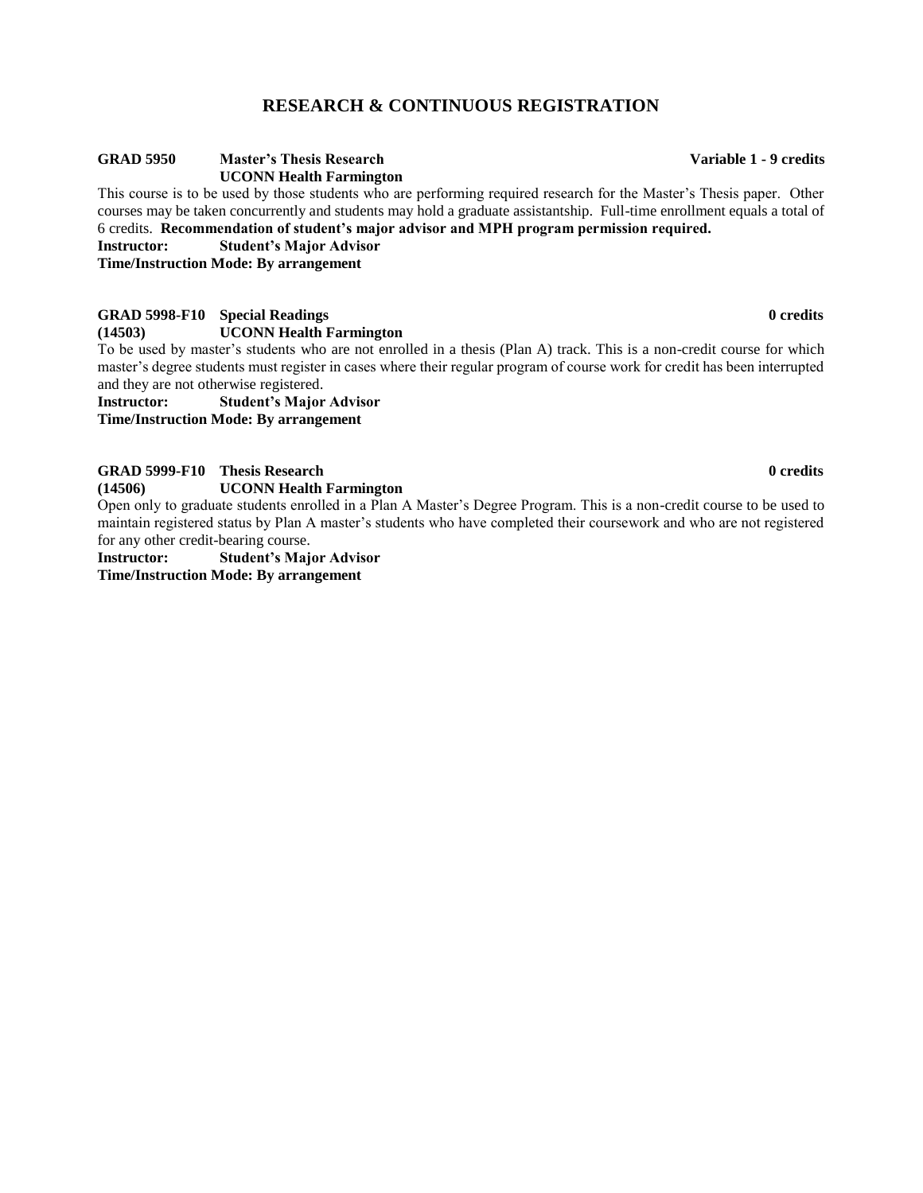## RESEARCH & CONTINUOUS REGISTRATION

**GRAD 5950 Master's Thesis Research** **Variable 1 - 9 credits**
**UCONN Health Farmington**

This course is to be used by those students who are performing required research for the Master's Thesis paper. Other courses may be taken concurrently and students may hold a graduate assistantship. Full-time enrollment equals a total of 6 credits. **Recommendation of student's major advisor and MPH program permission required.**

**Instructor: Student's Major Advisor**
**Time/Instruction Mode: By arrangement**

**GRAD 5998-F10 Special Readings** **0 credits**
**(14503) UCONN Health Farmington**

To be used by master's students who are not enrolled in a thesis (Plan A) track. This is a non-credit course for which master's degree students must register in cases where their regular program of course work for credit has been interrupted and they are not otherwise registered.

**Instructor: Student's Major Advisor**
**Time/Instruction Mode: By arrangement**

**GRAD 5999-F10 Thesis Research** **0 credits**
**(14506) UCONN Health Farmington**

Open only to graduate students enrolled in a Plan A Master's Degree Program. This is a non-credit course to be used to maintain registered status by Plan A master's students who have completed their coursework and who are not registered for any other credit-bearing course.

**Instructor: Student's Major Advisor**
**Time/Instruction Mode: By arrangement**